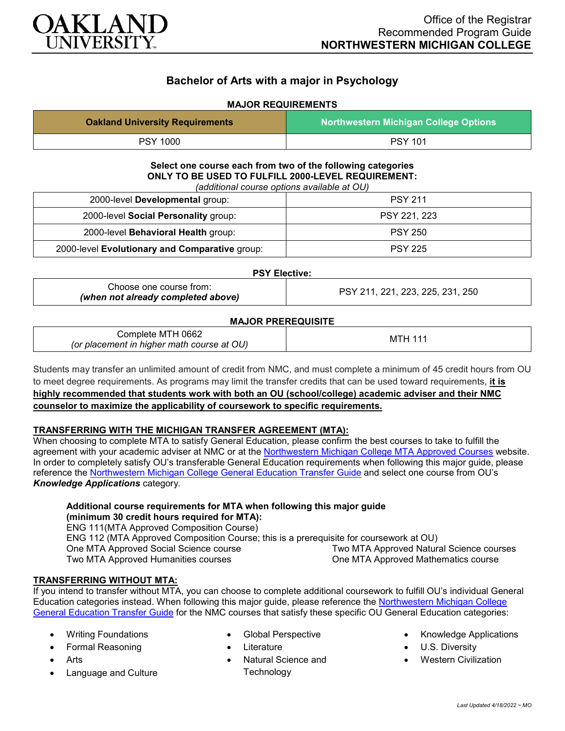Office of the Registrar
Recommended Program Guide
**NORTHWESTERN MICHIGAN COLLEGE**

# Bachelor of Arts with a major in Psychology

## MAJOR REQUIREMENTS

| Oakland University Requirements | Northwestern Michigan College Options |
|---|---|
| PSY 1000 | PSY 101 |

**Select one course each from two of the following categories**
**ONLY TO BE USED TO FULFILL 2000-LEVEL REQUIREMENT:**
*(additional course options available at OU)*

| | |
|---|---|
| 2000-level **Developmental** group: | PSY 211 |
| 2000-level **Social Personality** group: | PSY 221, 223 |
| 2000-level **Behavioral Health** group: | PSY 250 |
| 2000-level **Evolutionary and Comparative** group: | PSY 225 |

**PSY Elective:**

| | |
|---|---|
| Choose one course from: ***(when not already completed above)*** | PSY 211, 221, 223, 225, 231, 250 |

**MAJOR PREREQUISITE**

| | |
|---|---|
| Complete MTH 0662 *(or placement in higher math course at OU)* | MTH 111 |

Students may transfer an unlimited amount of credit from NMC, and must complete a minimum of 45 credit hours from OU to meet degree requirements. As programs may limit the transfer credits that can be used toward requirements, **it is highly recommended that students work with both an OU (school/college) academic adviser and their NMC counselor to maximize the applicability of coursework to specific requirements.**

### TRANSFERRING WITH THE MICHIGAN TRANSFER AGREEMENT (MTA):

When choosing to complete MTA to satisfy General Education, please confirm the best courses to take to fulfill the agreement with your academic adviser at NMC or at the Northwestern Michigan College MTA Approved Courses website. In order to completely satisfy OU's transferable General Education requirements when following this major guide, please reference the Northwestern Michigan College General Education Transfer Guide and select one course from OU's ***Knowledge Applications*** category.

**Additional course requirements for MTA when following this major guide (minimum 30 credit hours required for MTA):**
ENG 111(MTA Approved Composition Course)
ENG 112 (MTA Approved Composition Course; this is a prerequisite for coursework at OU)
One MTA Approved Social Science course
Two MTA Approved Humanities courses
Two MTA Approved Natural Science courses
One MTA Approved Mathematics course

### TRANSFERRING WITHOUT MTA:

If you intend to transfer without MTA, you can choose to complete additional coursework to fulfill OU's individual General Education categories instead. When following this major guide, please reference the Northwestern Michigan College General Education Transfer Guide for the NMC courses that satisfy these specific OU General Education categories:

- Writing Foundations
- Formal Reasoning
- Arts
- Language and Culture
- Global Perspective
- Literature
- Natural Science and Technology
- Knowledge Applications
- U.S. Diversity
- Western Civilization

*Last Updated 4/18/2022 ~ MO*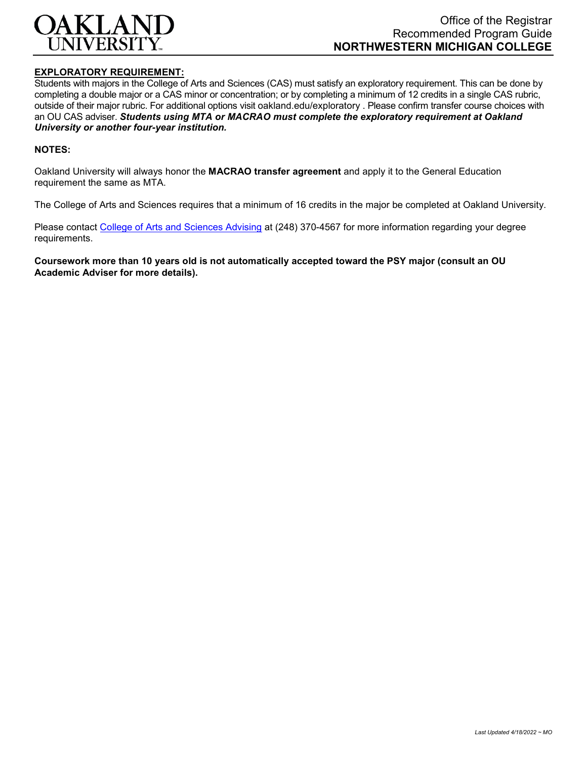## EXPLORATORY REQUIREMENT:

Students with majors in the College of Arts and Sciences (CAS) must satisfy an exploratory requirement. This can be done by completing a double major or a CAS minor or concentration; or by completing a minimum of 12 credits in a single CAS rubric, outside of their major rubric. For additional options visit oakland.edu/exploratory . Please confirm transfer course choices with an OU CAS adviser. ***Students using MTA or MACRAO must complete the exploratory requirement at Oakland University or another four-year institution.***

## NOTES:

Oakland University will always honor the **MACRAO transfer agreement** and apply it to the General Education requirement the same as MTA.

The College of Arts and Sciences requires that a minimum of 16 credits in the major be completed at Oakland University.

Please contact College of Arts and Sciences Advising at (248) 370-4567 for more information regarding your degree requirements.

**Coursework more than 10 years old is not automatically accepted toward the PSY major (consult an OU Academic Adviser for more details).**

*Last Updated 4/18/2022 ~ MO*